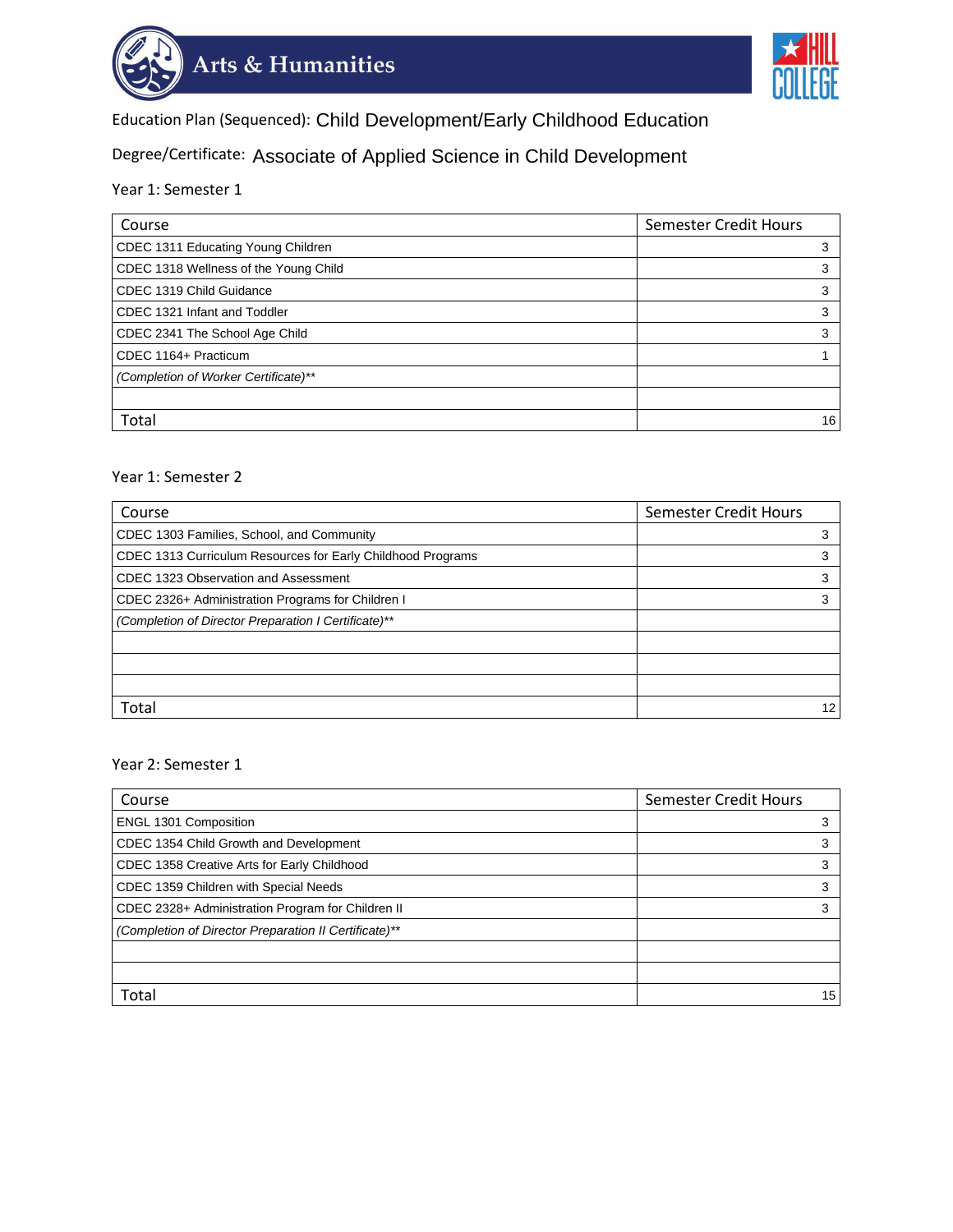Arts & Humanities

HILL COLLEGE

Education Plan (Sequenced): Child Development/Early Childhood Education

Degree/Certificate: Associate of Applied Science in Child Development

## Year 1: Semester 1

| Course | Semester Credit Hours |
|---|---|
| CDEC 1311 Educating Young Children | 3 |
| CDEC 1318 Wellness of the Young Child | 3 |
| CDEC 1319 Child Guidance | 3 |
| CDEC 1321 Infant and Toddler | 3 |
| CDEC 2341 The School Age Child | 3 |
| CDEC 1164+ Practicum | 1 |
| *(Completion of Worker Certificate)\*\** | |
| | |
| Total | 16 |

## Year 1: Semester 2

| Course | Semester Credit Hours |
|---|---|
| CDEC 1303 Families, School, and Community | 3 |
| CDEC 1313 Curriculum Resources for Early Childhood Programs | 3 |
| CDEC 1323 Observation and Assessment | 3 |
| CDEC 2326+ Administration Programs for Children I | 3 |
| *(Completion of Director Preparation I Certificate)\*\** | |
| | |
| | |
| | |
| Total | 12 |

## Year 2: Semester 1

| Course | Semester Credit Hours |
|---|---|
| ENGL 1301 Composition | 3 |
| CDEC 1354 Child Growth and Development | 3 |
| CDEC 1358 Creative Arts for Early Childhood | 3 |
| CDEC 1359 Children with Special Needs | 3 |
| CDEC 2328+ Administration Program for Children II | 3 |
| *(Completion of Director Preparation II Certificate)\*\** | |
| | |
| | |
| Total | 15 |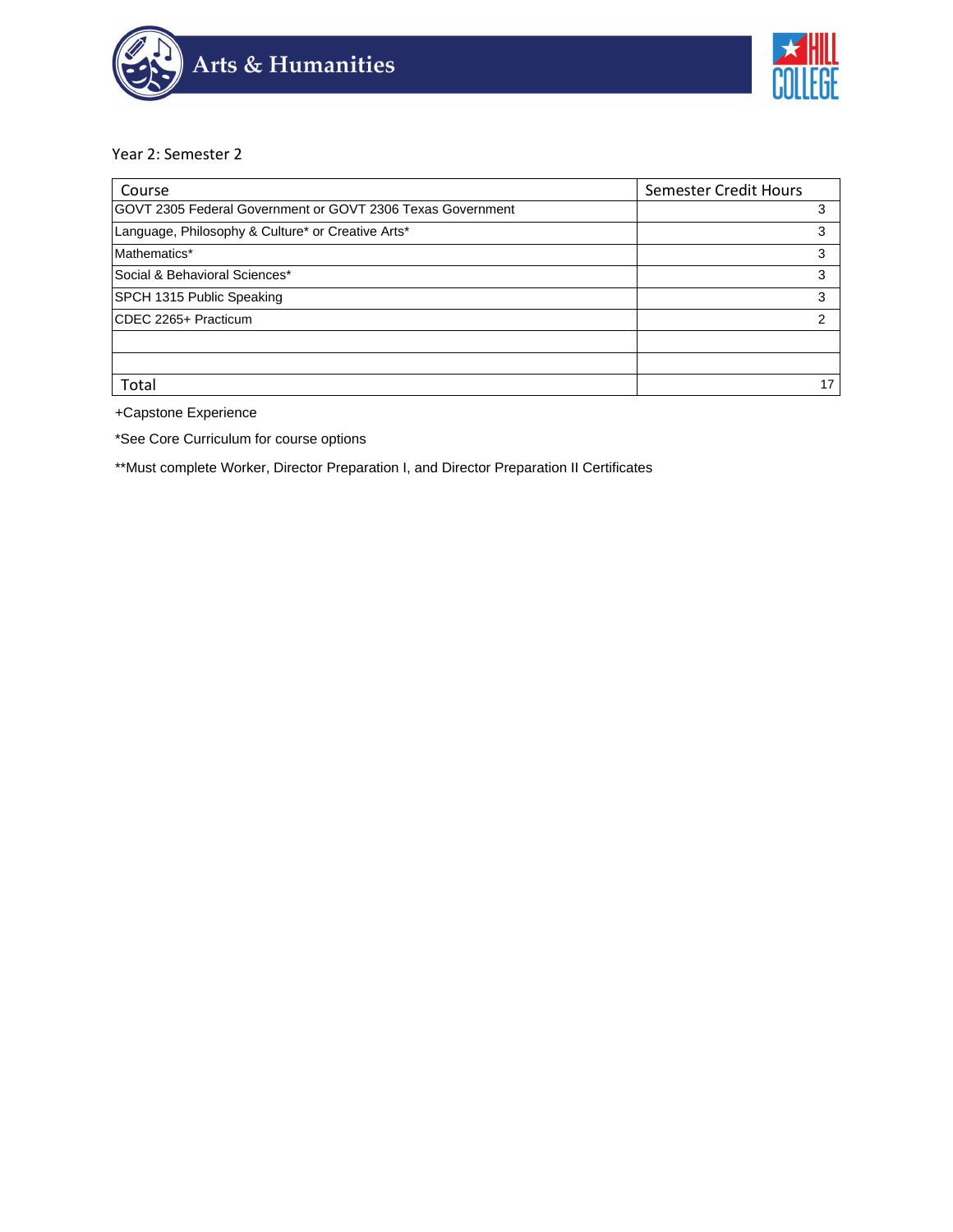Year 2: Semester 2

| Course | Semester Credit Hours |
| --- | --- |
| GOVT 2305 Federal Government or GOVT 2306 Texas Government | 3 |
| Language, Philosophy & Culture* or Creative Arts* | 3 |
| Mathematics* | 3 |
| Social & Behavioral Sciences* | 3 |
| SPCH 1315 Public Speaking | 3 |
| CDEC 2265+ Practicum | 2 |
| | |
| | |
| Total | 17 |

+Capstone Experience

*See Core Curriculum for course options

**Must complete Worker, Director Preparation I, and Director Preparation II Certificates